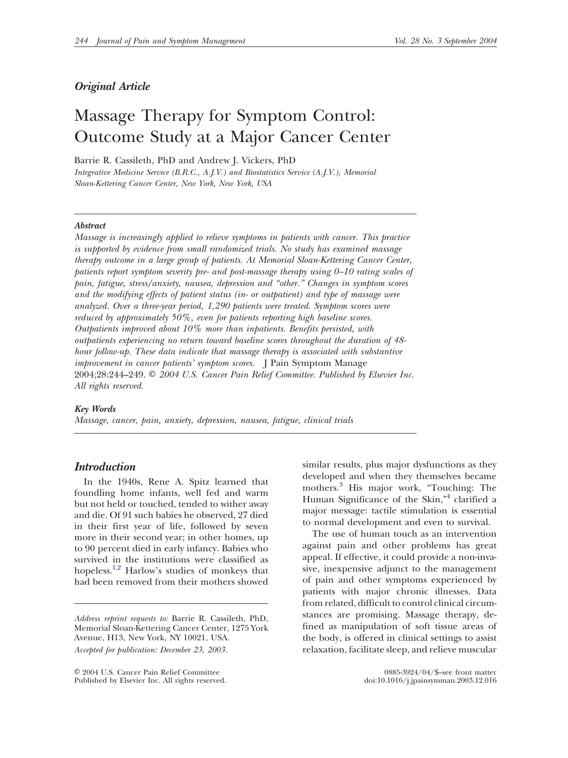*Original Article*

# Massage Therapy for Symptom Control: Outcome Study at a Major Cancer Center

Barrie R. Cassileth, PhD and Andrew J. Vickers, PhD

*Integrative Medicine Service (B.R.C., A.J.V.) and Biostatistics Service (A.J.V.), Memorial Sloan-Kettering Cancer Center, New York, New York, USA*

### *Abstract*

*Massage is increasingly applied to relieve symptoms in patients with cancer. This practice is supported by evidence from small randomized trials. No study has examined massage therapy outcome in a large group of patients. At Memorial Sloan-Kettering Cancer Center, patients report symptom severity pre- and post-massage therapy using 0–10 rating scales of pain, fatigue, stress/anxiety, nausea, depression and "other." Changes in symptom scores and the modifying effects of patient status (in- or outpatient) and type of massage were analyzed. Over a three-year period, 1,290 patients were treated. Symptom scores were reduced by approximately 50%, even for patients reporting high baseline scores. Outpatients improved about 10% more than inpatients. Benefits persisted, with outpatients experiencing no return toward baseline scores throughout the duration of 48-hour follow-up. These data indicate that massage therapy is associated with substantive improvement in cancer patients' symptom scores.* J Pain Symptom Manage 2004;28:244–249. *© 2004 U.S. Cancer Pain Relief Committee. Published by Elsevier Inc. All rights reserved.*

### *Key Words*

*Massage, cancer, pain, anxiety, depression, nausea, fatigue, clinical trials*

## *Introduction*

In the 1940s, Rene A. Spitz learned that foundling home infants, well fed and warm but not held or touched, tended to wither away and die. Of 91 such babies he observed, 27 died in their first year of life, followed by seven more in their second year; in other homes, up to 90 percent died in early infancy. Babies who survived in the institutions were classified as hopeless.[1,2] Harlow's studies of monkeys that had been removed from their mothers showed similar results, plus major dysfunctions as they developed and when they themselves became mothers.[3] His major work, "Touching: The Human Significance of the Skin,"[4] clarified a major message: tactile stimulation is essential to normal development and even to survival.

The use of human touch as an intervention against pain and other problems has great appeal. If effective, it could provide a non-invasive, inexpensive adjunct to the management of pain and other symptoms experienced by patients with major chronic illnesses. Data from related, difficult to control clinical circumstances are promising. Massage therapy, defined as manipulation of soft tissue areas of the body, is offered in clinical settings to assist relaxation, facilitate sleep, and relieve muscular

*Address reprint requests to:* Barrie R. Cassileth, PhD, Memorial Sloan-Kettering Cancer Center, 1275 York Avenue, H13, New York, NY 10021, USA.

*Accepted for publication: December 23, 2003.*

© 2004 U.S. Cancer Pain Relief Committee
Published by Elsevier Inc. All rights reserved.

0885-3924/04/$–see front matter
doi:10.1016/j.jpainsymman.2003.12.016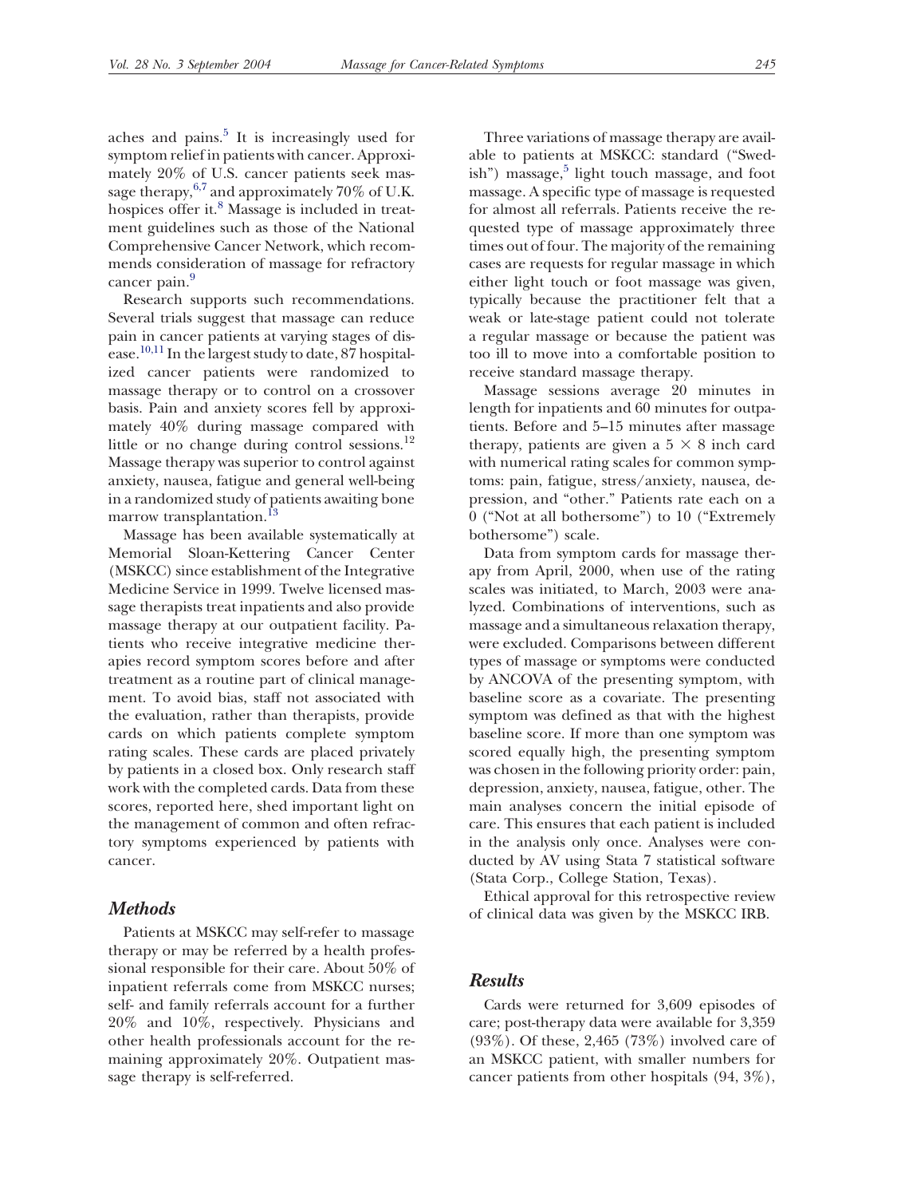aches and pains.[5] It is increasingly used for symptom relief in patients with cancer. Approximately 20% of U.S. cancer patients seek massage therapy,[6,7] and approximately 70% of U.K. hospices offer it.[8] Massage is included in treatment guidelines such as those of the National Comprehensive Cancer Network, which recommends consideration of massage for refractory cancer pain.[9]

Research supports such recommendations. Several trials suggest that massage can reduce pain in cancer patients at varying stages of disease.[10,11] In the largest study to date, 87 hospitalized cancer patients were randomized to massage therapy or to control on a crossover basis. Pain and anxiety scores fell by approximately 40% during massage compared with little or no change during control sessions.[12] Massage therapy was superior to control against anxiety, nausea, fatigue and general well-being in a randomized study of patients awaiting bone marrow transplantation.[13]

Massage has been available systematically at Memorial Sloan-Kettering Cancer Center (MSKCC) since establishment of the Integrative Medicine Service in 1999. Twelve licensed massage therapists treat inpatients and also provide massage therapy at our outpatient facility. Patients who receive integrative medicine therapies record symptom scores before and after treatment as a routine part of clinical management. To avoid bias, staff not associated with the evaluation, rather than therapists, provide cards on which patients complete symptom rating scales. These cards are placed privately by patients in a closed box. Only research staff work with the completed cards. Data from these scores, reported here, shed important light on the management of common and often refractory symptoms experienced by patients with cancer.

## Methods

Patients at MSKCC may self-refer to massage therapy or may be referred by a health professional responsible for their care. About 50% of inpatient referrals come from MSKCC nurses; self- and family referrals account for a further 20% and 10%, respectively. Physicians and other health professionals account for the remaining approximately 20%. Outpatient massage therapy is self-referred.

Three variations of massage therapy are available to patients at MSKCC: standard ("Swedish") massage,[5] light touch massage, and foot massage. A specific type of massage is requested for almost all referrals. Patients receive the requested type of massage approximately three times out of four. The majority of the remaining cases are requests for regular massage in which either light touch or foot massage was given, typically because the practitioner felt that a weak or late-stage patient could not tolerate a regular massage or because the patient was too ill to move into a comfortable position to receive standard massage therapy.

Massage sessions average 20 minutes in length for inpatients and 60 minutes for outpatients. Before and 5–15 minutes after massage therapy, patients are given a $5 \times 8$ inch card with numerical rating scales for common symptoms: pain, fatigue, stress/anxiety, nausea, depression, and "other." Patients rate each on a 0 ("Not at all bothersome") to 10 ("Extremely bothersome") scale.

Data from symptom cards for massage therapy from April, 2000, when use of the rating scales was initiated, to March, 2003 were analyzed. Combinations of interventions, such as massage and a simultaneous relaxation therapy, were excluded. Comparisons between different types of massage or symptoms were conducted by ANCOVA of the presenting symptom, with baseline score as a covariate. The presenting symptom was defined as that with the highest baseline score. If more than one symptom was scored equally high, the presenting symptom was chosen in the following priority order: pain, depression, anxiety, nausea, fatigue, other. The main analyses concern the initial episode of care. This ensures that each patient is included in the analysis only once. Analyses were conducted by AV using Stata 7 statistical software (Stata Corp., College Station, Texas).

Ethical approval for this retrospective review of clinical data was given by the MSKCC IRB.

## Results

Cards were returned for 3,609 episodes of care; post-therapy data were available for 3,359 (93%). Of these, 2,465 (73%) involved care of an MSKCC patient, with smaller numbers for cancer patients from other hospitals (94, 3%),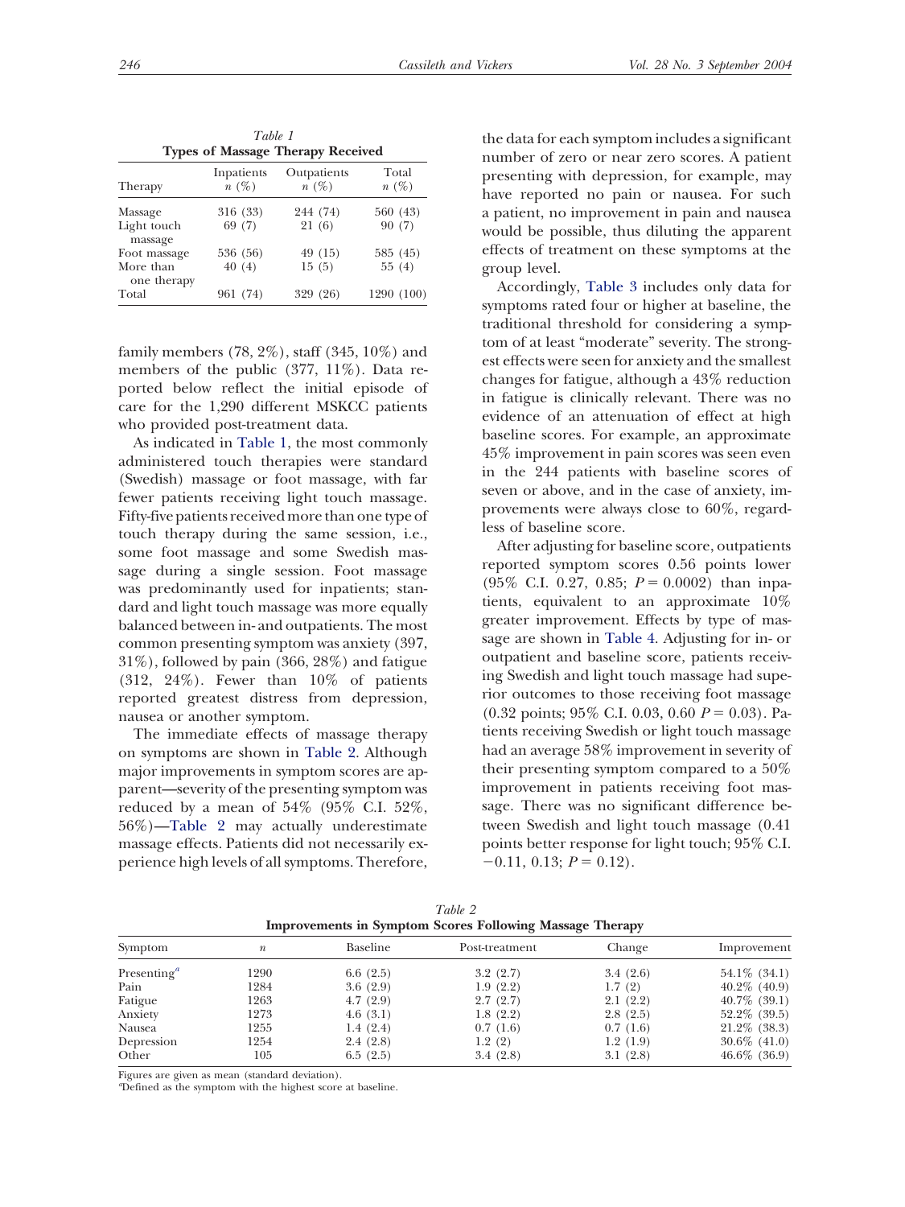*Table 1*
**Types of Massage Therapy Received**

| Therapy | Inpatients n (%) | Outpatients n (%) | Total n (%) |
|---|---|---|---|
| Massage | 316 (33) | 244 (74) | 560 (43) |
| Light touch massage | 69 (7) | 21 (6) | 90 (7) |
| Foot massage | 536 (56) | 49 (15) | 585 (45) |
| More than one therapy | 40 (4) | 15 (5) | 55 (4) |
| Total | 961 (74) | 329 (26) | 1290 (100) |

family members (78, 2%), staff (345, 10%) and members of the public (377, 11%). Data reported below reflect the initial episode of care for the 1,290 different MSKCC patients who provided post-treatment data.

As indicated in Table 1, the most commonly administered touch therapies were standard (Swedish) massage or foot massage, with far fewer patients receiving light touch massage. Fifty-five patients received more than one type of touch therapy during the same session, i.e., some foot massage and some Swedish massage during a single session. Foot massage was predominantly used for inpatients; standard and light touch massage was more equally balanced between in- and outpatients. The most common presenting symptom was anxiety (397, 31%), followed by pain (366, 28%) and fatigue (312, 24%). Fewer than 10% of patients reported greatest distress from depression, nausea or another symptom.

The immediate effects of massage therapy on symptoms are shown in Table 2. Although major improvements in symptom scores are apparent—severity of the presenting symptom was reduced by a mean of 54% (95% C.I. 52%, 56%)—Table 2 may actually underestimate massage effects. Patients did not necessarily experience high levels of all symptoms. Therefore, the data for each symptom includes a significant number of zero or near zero scores. A patient presenting with depression, for example, may have reported no pain or nausea. For such a patient, no improvement in pain and nausea would be possible, thus diluting the apparent effects of treatment on these symptoms at the group level.

Accordingly, Table 3 includes only data for symptoms rated four or higher at baseline, the traditional threshold for considering a symptom of at least "moderate" severity. The strongest effects were seen for anxiety and the smallest changes for fatigue, although a 43% reduction in fatigue is clinically relevant. There was no evidence of an attenuation of effect at high baseline scores. For example, an approximate 45% improvement in pain scores was seen even in the 244 patients with baseline scores of seven or above, and in the case of anxiety, improvements were always close to 60%, regardless of baseline score.

After adjusting for baseline score, outpatients reported symptom scores 0.56 points lower (95% C.I. 0.27, 0.85; $P = 0.0002$) than inpatients, equivalent to an approximate 10% greater improvement. Effects by type of massage are shown in Table 4. Adjusting for in- or outpatient and baseline score, patients receiving Swedish and light touch massage had superior outcomes to those receiving foot massage (0.32 points; 95% C.I. 0.03, 0.60 $P = 0.03$). Patients receiving Swedish or light touch massage had an average 58% improvement in severity of their presenting symptom compared to a 50% improvement in patients receiving foot massage. There was no significant difference between Swedish and light touch massage (0.41 points better response for light touch; 95% C.I. −0.11, 0.13; $P = 0.12$).

*Table 2*
**Improvements in Symptom Scores Following Massage Therapy**

| Symptom | n | Baseline | Post-treatment | Change | Improvement |
|---|---|---|---|---|---|
| Presenting[a] | 1290 | 6.6 (2.5) | 3.2 (2.7) | 3.4 (2.6) | 54.1% (34.1) |
| Pain | 1284 | 3.6 (2.9) | 1.9 (2.2) | 1.7 (2) | 40.2% (40.9) |
| Fatigue | 1263 | 4.7 (2.9) | 2.7 (2.7) | 2.1 (2.2) | 40.7% (39.1) |
| Anxiety | 1273 | 4.6 (3.1) | 1.8 (2.2) | 2.8 (2.5) | 52.2% (39.5) |
| Nausea | 1255 | 1.4 (2.4) | 0.7 (1.6) | 0.7 (1.6) | 21.2% (38.3) |
| Depression | 1254 | 2.4 (2.8) | 1.2 (2) | 1.2 (1.9) | 30.6% (41.0) |
| Other | 105 | 6.5 (2.5) | 3.4 (2.8) | 3.1 (2.8) | 46.6% (36.9) |

Figures are given as mean (standard deviation).
[a]Defined as the symptom with the highest score at baseline.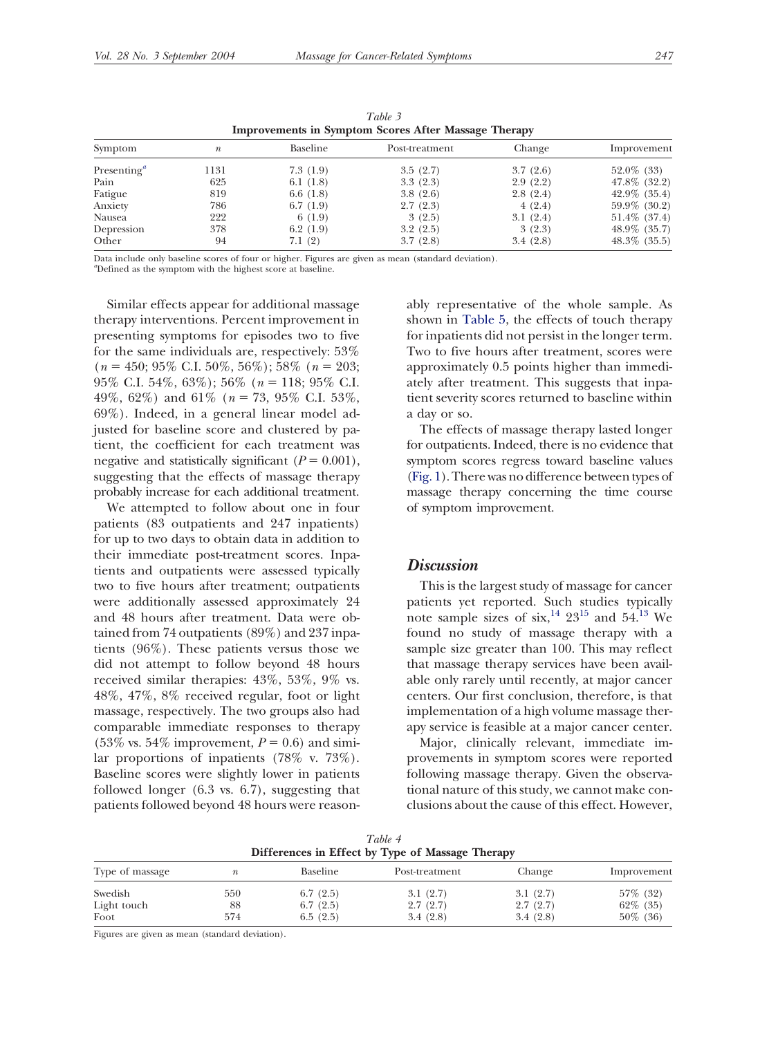Table 3
**Improvements in Symptom Scores After Massage Therapy**

| Symptom | $n$ | Baseline | Post-treatment | Change | Improvement |
|---|---|---|---|---|---|
| Presenting[a] | 1131 | 7.3 (1.9) | 3.5 (2.7) | 3.7 (2.6) | 52.0% (33) |
| Pain | 625 | 6.1 (1.8) | 3.3 (2.3) | 2.9 (2.2) | 47.8% (32.2) |
| Fatigue | 819 | 6.6 (1.8) | 3.8 (2.6) | 2.8 (2.4) | 42.9% (35.4) |
| Anxiety | 786 | 6.7 (1.9) | 2.7 (2.3) | 4 (2.4) | 59.9% (30.2) |
| Nausea | 222 | 6 (1.9) | 3 (2.5) | 3.1 (2.4) | 51.4% (37.4) |
| Depression | 378 | 6.2 (1.9) | 3.2 (2.5) | 3 (2.3) | 48.9% (35.7) |
| Other | 94 | 7.1 (2) | 3.7 (2.8) | 3.4 (2.8) | 48.3% (35.5) |

Data include only baseline scores of four or higher. Figures are given as mean (standard deviation).
[a]Defined as the symptom with the highest score at baseline.

Similar effects appear for additional massage therapy interventions. Percent improvement in presenting symptoms for episodes two to five for the same individuals are, respectively: 53% ($n = 450$; 95% C.I. 50%, 56%); 58% ($n = 203$; 95% C.I. 54%, 63%); 56% ($n = 118$; 95% C.I. 49%, 62%) and 61% ($n = 73$, 95% C.I. 53%, 69%). Indeed, in a general linear model adjusted for baseline score and clustered by patient, the coefficient for each treatment was negative and statistically significant ($P = 0.001$), suggesting that the effects of massage therapy probably increase for each additional treatment.

We attempted to follow about one in four patients (83 outpatients and 247 inpatients) for up to two days to obtain data in addition to their immediate post-treatment scores. Inpatients and outpatients were assessed typically two to five hours after treatment; outpatients were additionally assessed approximately 24 and 48 hours after treatment. Data were obtained from 74 outpatients (89%) and 237 inpatients (96%). These patients versus those we did not attempt to follow beyond 48 hours received similar therapies: 43%, 53%, 9% vs. 48%, 47%, 8% received regular, foot or light massage, respectively. The two groups also had comparable immediate responses to therapy (53% vs. 54% improvement, $P = 0.6$) and similar proportions of inpatients (78% v. 73%). Baseline scores were slightly lower in patients followed longer (6.3 vs. 6.7), suggesting that patients followed beyond 48 hours were reasonably representative of the whole sample. As shown in Table 5, the effects of touch therapy for inpatients did not persist in the longer term. Two to five hours after treatment, scores were approximately 0.5 points higher than immediately after treatment. This suggests that inpatient severity scores returned to baseline within a day or so.

The effects of massage therapy lasted longer for outpatients. Indeed, there is no evidence that symptom scores regress toward baseline values (Fig. 1). There was no difference between types of massage therapy concerning the time course of symptom improvement.

## Discussion

This is the largest study of massage for cancer patients yet reported. Such studies typically note sample sizes of six,[14] 23[15] and 54.[13] We found no study of massage therapy with a sample size greater than 100. This may reflect that massage therapy services have been available only rarely until recently, at major cancer centers. Our first conclusion, therefore, is that implementation of a high volume massage therapy service is feasible at a major cancer center.

Major, clinically relevant, immediate improvements in symptom scores were reported following massage therapy. Given the observational nature of this study, we cannot make conclusions about the cause of this effect. However,

Table 4
**Differences in Effect by Type of Massage Therapy**

| Type of massage | $n$ | Baseline | Post-treatment | Change | Improvement |
|---|---|---|---|---|---|
| Swedish | 550 | 6.7 (2.5) | 3.1 (2.7) | 3.1 (2.7) | 57% (32) |
| Light touch | 88 | 6.7 (2.5) | 2.7 (2.7) | 2.7 (2.7) | 62% (35) |
| Foot | 574 | 6.5 (2.5) | 3.4 (2.8) | 3.4 (2.8) | 50% (36) |

Figures are given as mean (standard deviation).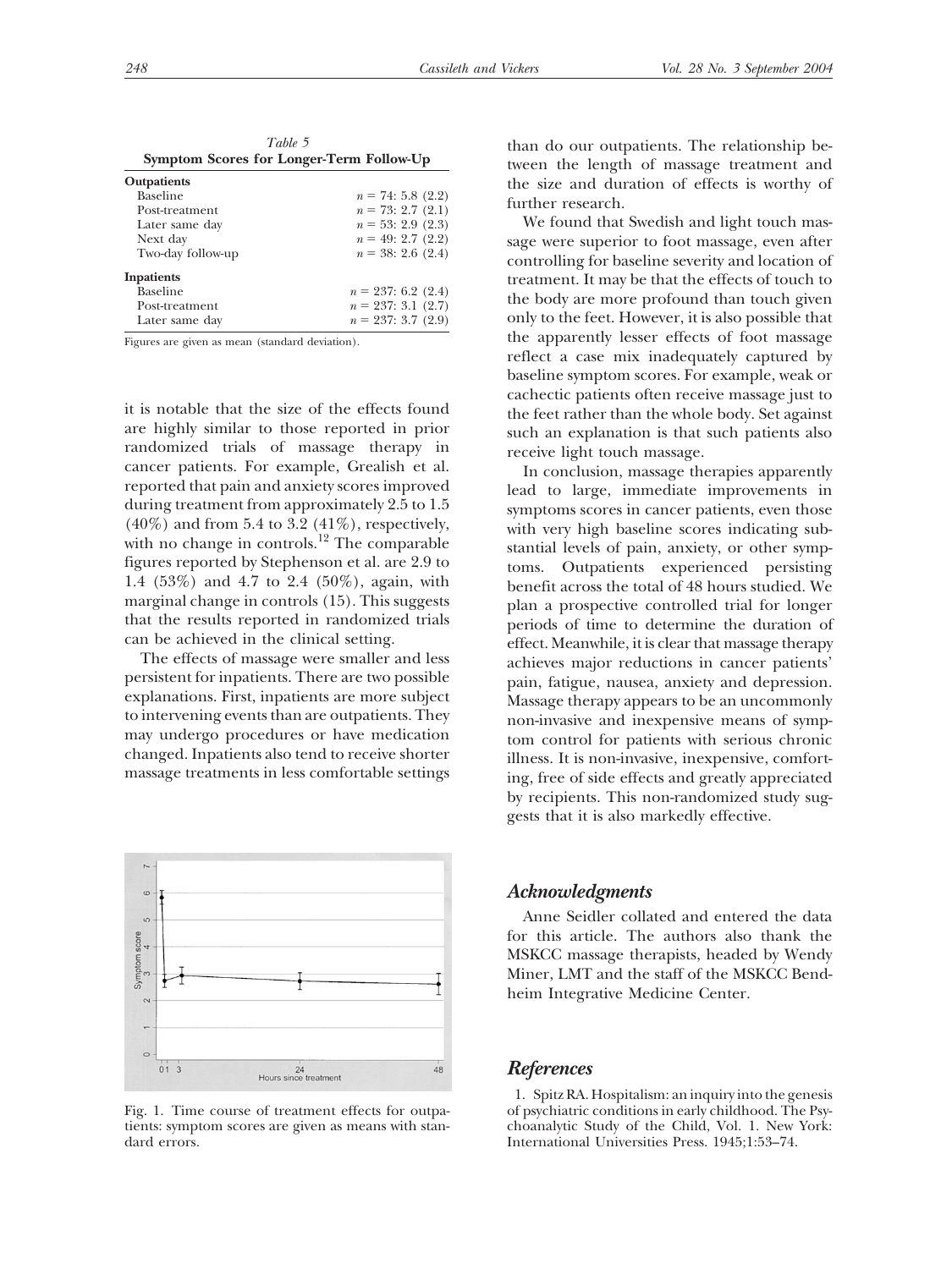*Table 5*
**Symptom Scores for Longer-Term Follow-Up**

| | |
|---|---|
| **Outpatients** | |
| Baseline | $n$ = 74: 5.8 (2.2) |
| Post-treatment | $n$ = 73: 2.7 (2.1) |
| Later same day | $n$ = 53: 2.9 (2.3) |
| Next day | $n$ = 49: 2.7 (2.2) |
| Two-day follow-up | $n$ = 38: 2.6 (2.4) |
| **Inpatients** | |
| Baseline | $n$ = 237: 6.2 (2.4) |
| Post-treatment | $n$ = 237: 3.1 (2.7) |
| Later same day | $n$ = 237: 3.7 (2.9) |

Figures are given as mean (standard deviation).

it is notable that the size of the effects found are highly similar to those reported in prior randomized trials of massage therapy in cancer patients. For example, Grealish et al. reported that pain and anxiety scores improved during treatment from approximately 2.5 to 1.5 (40%) and from 5.4 to 3.2 (41%), respectively, with no change in controls.[12] The comparable figures reported by Stephenson et al. are 2.9 to 1.4 (53%) and 4.7 to 2.4 (50%), again, with marginal change in controls (15). This suggests that the results reported in randomized trials can be achieved in the clinical setting.

The effects of massage were smaller and less persistent for inpatients. There are two possible explanations. First, inpatients are more subject to intervening events than are outpatients. They may undergo procedures or have medication changed. Inpatients also tend to receive shorter massage treatments in less comfortable settings than do our outpatients. The relationship between the length of massage treatment and the size and duration of effects is worthy of further research.

We found that Swedish and light touch massage were superior to foot massage, even after controlling for baseline severity and location of treatment. It may be that the effects of touch to the body are more profound than touch given only to the feet. However, it is also possible that the apparently lesser effects of foot massage reflect a case mix inadequately captured by baseline symptom scores. For example, weak or cachectic patients often receive massage just to the feet rather than the whole body. Set against such an explanation is that such patients also receive light touch massage.

In conclusion, massage therapies apparently lead to large, immediate improvements in symptoms scores in cancer patients, even those with very high baseline scores indicating substantial levels of pain, anxiety, or other symptoms. Outpatients experienced persisting benefit across the total of 48 hours studied. We plan a prospective controlled trial for longer periods of time to determine the duration of effect. Meanwhile, it is clear that massage therapy achieves major reductions in cancer patients' pain, fatigue, nausea, anxiety and depression. Massage therapy appears to be an uncommonly non-invasive and inexpensive means of symptom control for patients with serious chronic illness. It is non-invasive, inexpensive, comforting, free of side effects and greatly appreciated by recipients. This non-randomized study suggests that it is also markedly effective.

Symptom score
0 1 2 3 4 5 6 7
0 1 3 24 48
Hours since treatment

Fig. 1. Time course of treatment effects for outpatients: symptom scores are given as means with standard errors.

## *Acknowledgments*

Anne Seidler collated and entered the data for this article. The authors also thank the MSKCC massage therapists, headed by Wendy Miner, LMT and the staff of the MSKCC Bendheim Integrative Medicine Center.

## *References*

1. Spitz RA. Hospitalism: an inquiry into the genesis of psychiatric conditions in early childhood. The Psychoanalytic Study of the Child, Vol. 1. New York: International Universities Press. 1945;1:53–74.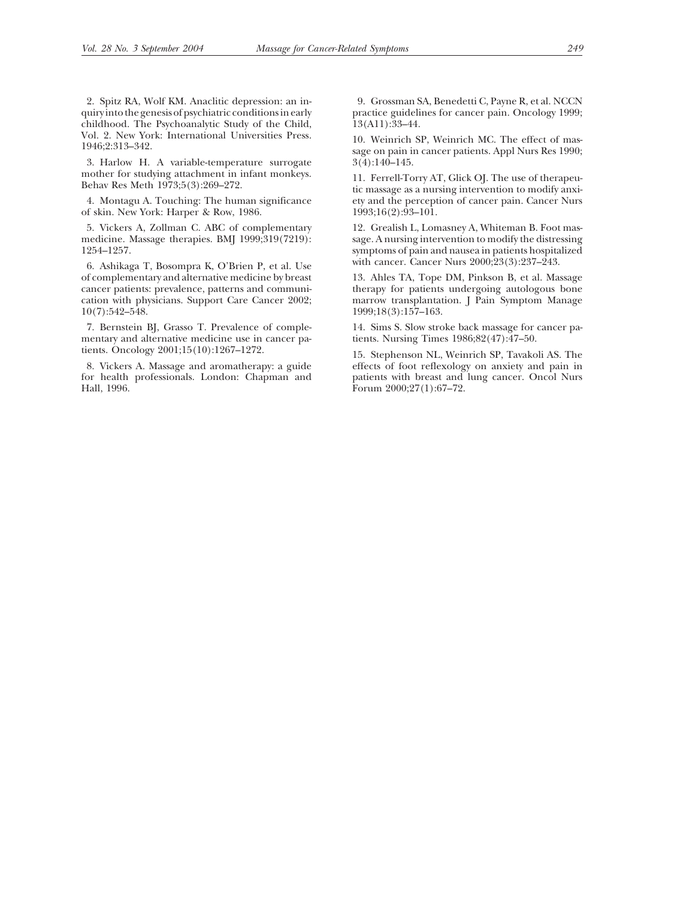2. Spitz RA, Wolf KM. Anaclitic depression: an inquiry into the genesis of psychiatric conditions in early childhood. The Psychoanalytic Study of the Child, Vol. 2. New York: International Universities Press. 1946;2:313–342.

3. Harlow H. A variable-temperature surrogate mother for studying attachment in infant monkeys. Behav Res Meth 1973;5(3):269–272.

4. Montagu A. Touching: The human significance of skin. New York: Harper & Row, 1986.

5. Vickers A, Zollman C. ABC of complementary medicine. Massage therapies. BMJ 1999;319(7219): 1254–1257.

6. Ashikaga T, Bosompra K, O'Brien P, et al. Use of complementary and alternative medicine by breast cancer patients: prevalence, patterns and communication with physicians. Support Care Cancer 2002; 10(7):542–548.

7. Bernstein BJ, Grasso T. Prevalence of complementary and alternative medicine use in cancer patients. Oncology 2001;15(10):1267–1272.

8. Vickers A. Massage and aromatherapy: a guide for health professionals. London: Chapman and Hall, 1996.

9. Grossman SA, Benedetti C, Payne R, et al. NCCN practice guidelines for cancer pain. Oncology 1999; 13(A11):33–44.

10. Weinrich SP, Weinrich MC. The effect of massage on pain in cancer patients. Appl Nurs Res 1990; 3(4):140–145.

11. Ferrell-Torry AT, Glick OJ. The use of therapeutic massage as a nursing intervention to modify anxiety and the perception of cancer pain. Cancer Nurs 1993;16(2):93–101.

12. Grealish L, Lomasney A, Whiteman B. Foot massage. A nursing intervention to modify the distressing symptoms of pain and nausea in patients hospitalized with cancer. Cancer Nurs 2000;23(3):237–243.

13. Ahles TA, Tope DM, Pinkson B, et al. Massage therapy for patients undergoing autologous bone marrow transplantation. J Pain Symptom Manage 1999;18(3):157–163.

14. Sims S. Slow stroke back massage for cancer patients. Nursing Times 1986;82(47):47–50.

15. Stephenson NL, Weinrich SP, Tavakoli AS. The effects of foot reflexology on anxiety and pain in patients with breast and lung cancer. Oncol Nurs Forum 2000;27(1):67–72.